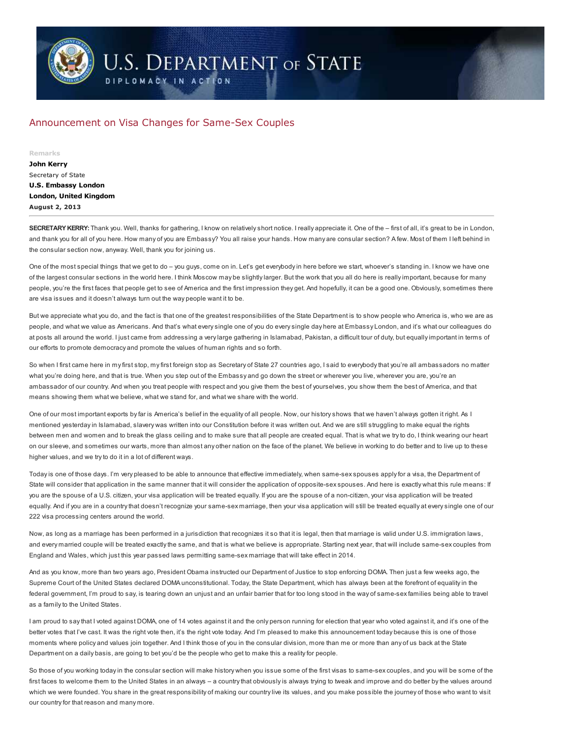U.S. DEPARTMENT of STATE

DIPLOMACY IN ACTION

# Announcement on Visa Changes for Same-Sex Couples

Remarks

**John Kerry**
Secretary of State
**U.S. Embassy London**
**London, United Kingdom**
**August 2, 2013**

---

**SECRETARY KERRY:** Thank you. Well, thanks for gathering, I know on relatively short notice. I really appreciate it. One of the – first of all, it's great to be in London, and thank you for all of you here. How many of you are Embassy? You all raise your hands. How many are consular section? A few. Most of them I left behind in the consular section now, anyway. Well, thank you for joining us.

One of the most special things that we get to do – you guys, come on in. Let's get everybody in here before we start, whoever's standing in. I know we have one of the largest consular sections in the world here. I think Moscow may be slightly larger. But the work that you all do here is really important, because for many people, you're the first faces that people get to see of America and the first impression they get. And hopefully, it can be a good one. Obviously, sometimes there are visa issues and it doesn't always turn out the way people want it to be.

But we appreciate what you do, and the fact is that one of the greatest responsibilities of the State Department is to show people who America is, who we are as people, and what we value as Americans. And that's what every single one of you do every single day here at Embassy London, and it's what our colleagues do at posts all around the world. I just came from addressing a very large gathering in Islamabad, Pakistan, a difficult tour of duty, but equally important in terms of our efforts to promote democracy and promote the values of human rights and so forth.

So when I first came here in my first stop, my first foreign stop as Secretary of State 27 countries ago, I said to everybody that you're all ambassadors no matter what you're doing here, and that is true. When you step out of the Embassy and go down the street or wherever you live, wherever you are, you're an ambassador of our country. And when you treat people with respect and you give them the best of yourselves, you show them the best of America, and that means showing them what we believe, what we stand for, and what we share with the world.

One of our most important exports by far is America's belief in the equality of all people. Now, our history shows that we haven't always gotten it right. As I mentioned yesterday in Islamabad, slavery was written into our Constitution before it was written out. And we are still struggling to make equal the rights between men and women and to break the glass ceiling and to make sure that all people are created equal. That is what we try to do, I think wearing our heart on our sleeve, and sometimes our warts, more than almost any other nation on the face of the planet. We believe in working to do better and to live up to these higher values, and we try to do it in a lot of different ways.

Today is one of those days. I'm very pleased to be able to announce that effective immediately, when same-sex spouses apply for a visa, the Department of State will consider that application in the same manner that it will consider the application of opposite-sex spouses. And here is exactly what this rule means: If you are the spouse of a U.S. citizen, your visa application will be treated equally. If you are the spouse of a non-citizen, your visa application will be treated equally. And if you are in a country that doesn't recognize your same-sex marriage, then your visa application will still be treated equally at every single one of our 222 visa processing centers around the world.

Now, as long as a marriage has been performed in a jurisdiction that recognizes it so that it is legal, then that marriage is valid under U.S. immigration laws, and every married couple will be treated exactly the same, and that is what we believe is appropriate. Starting next year, that will include same-sex couples from England and Wales, which just this year passed laws permitting same-sex marriage that will take effect in 2014.

And as you know, more than two years ago, President Obama instructed our Department of Justice to stop enforcing DOMA. Then just a few weeks ago, the Supreme Court of the United States declared DOMA unconstitutional. Today, the State Department, which has always been at the forefront of equality in the federal government, I'm proud to say, is tearing down an unjust and an unfair barrier that for too long stood in the way of same-sex families being able to travel as a family to the United States.

I am proud to say that I voted against DOMA, one of 14 votes against it and the only person running for election that year who voted against it, and it's one of the better votes that I've cast. It was the right vote then, it's the right vote today. And I'm pleased to make this announcement today because this is one of those moments where policy and values join together. And I think those of you in the consular division, more than me or more than any of us back at the State Department on a daily basis, are going to bet you'd be the people who get to make this a reality for people.

So those of you working today in the consular section will make history when you issue some of the first visas to same-sex couples, and you will be some of the first faces to welcome them to the United States in an always – a country that obviously is always trying to tweak and improve and do better by the values around which we were founded. You share in the great responsibility of making our country live its values, and you make possible the journey of those who want to visit our country for that reason and many more.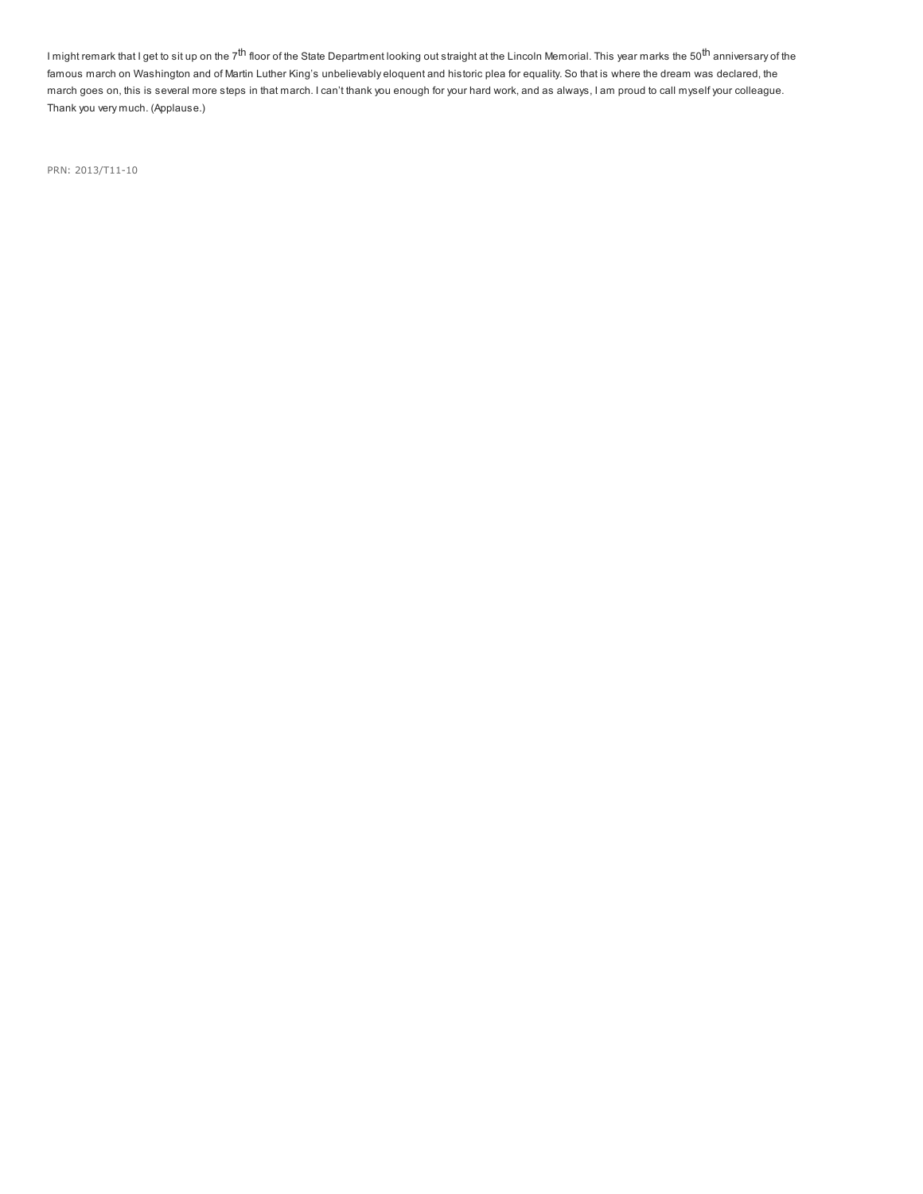I might remark that I get to sit up on the 7th floor of the State Department looking out straight at the Lincoln Memorial. This year marks the 50th anniversary of the famous march on Washington and of Martin Luther King's unbelievably eloquent and historic plea for equality. So that is where the dream was declared, the march goes on, this is several more steps in that march. I can't thank you enough for your hard work, and as always, I am proud to call myself your colleague. Thank you very much. (Applause.)

PRN: 2013/T11-10